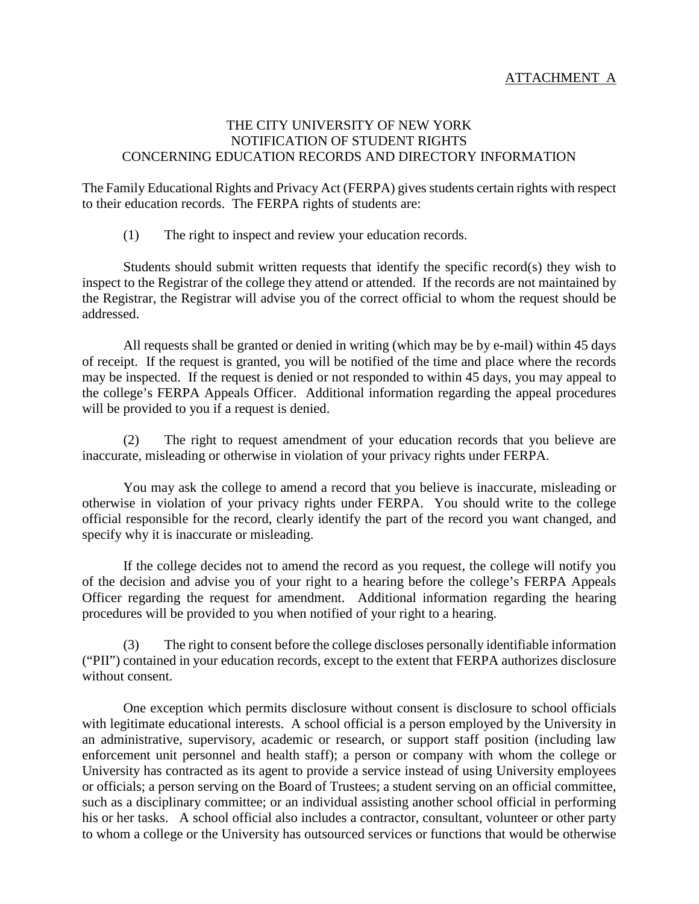ATTACHMENT A

# THE CITY UNIVERSITY OF NEW YORK
## NOTIFICATION OF STUDENT RIGHTS CONCERNING EDUCATION RECORDS AND DIRECTORY INFORMATION

The Family Educational Rights and Privacy Act (FERPA) gives students certain rights with respect to their education records. The FERPA rights of students are:

(1) The right to inspect and review your education records.

Students should submit written requests that identify the specific record(s) they wish to inspect to the Registrar of the college they attend or attended. If the records are not maintained by the Registrar, the Registrar will advise you of the correct official to whom the request should be addressed.

All requests shall be granted or denied in writing (which may be by e-mail) within 45 days of receipt. If the request is granted, you will be notified of the time and place where the records may be inspected. If the request is denied or not responded to within 45 days, you may appeal to the college's FERPA Appeals Officer. Additional information regarding the appeal procedures will be provided to you if a request is denied.

(2) The right to request amendment of your education records that you believe are inaccurate, misleading or otherwise in violation of your privacy rights under FERPA.

You may ask the college to amend a record that you believe is inaccurate, misleading or otherwise in violation of your privacy rights under FERPA. You should write to the college official responsible for the record, clearly identify the part of the record you want changed, and specify why it is inaccurate or misleading.

If the college decides not to amend the record as you request, the college will notify you of the decision and advise you of your right to a hearing before the college's FERPA Appeals Officer regarding the request for amendment. Additional information regarding the hearing procedures will be provided to you when notified of your right to a hearing.

(3) The right to consent before the college discloses personally identifiable information ("PII") contained in your education records, except to the extent that FERPA authorizes disclosure without consent.

One exception which permits disclosure without consent is disclosure to school officials with legitimate educational interests. A school official is a person employed by the University in an administrative, supervisory, academic or research, or support staff position (including law enforcement unit personnel and health staff); a person or company with whom the college or University has contracted as its agent to provide a service instead of using University employees or officials; a person serving on the Board of Trustees; a student serving on an official committee, such as a disciplinary committee; or an individual assisting another school official in performing his or her tasks. A school official also includes a contractor, consultant, volunteer or other party to whom a college or the University has outsourced services or functions that would be otherwise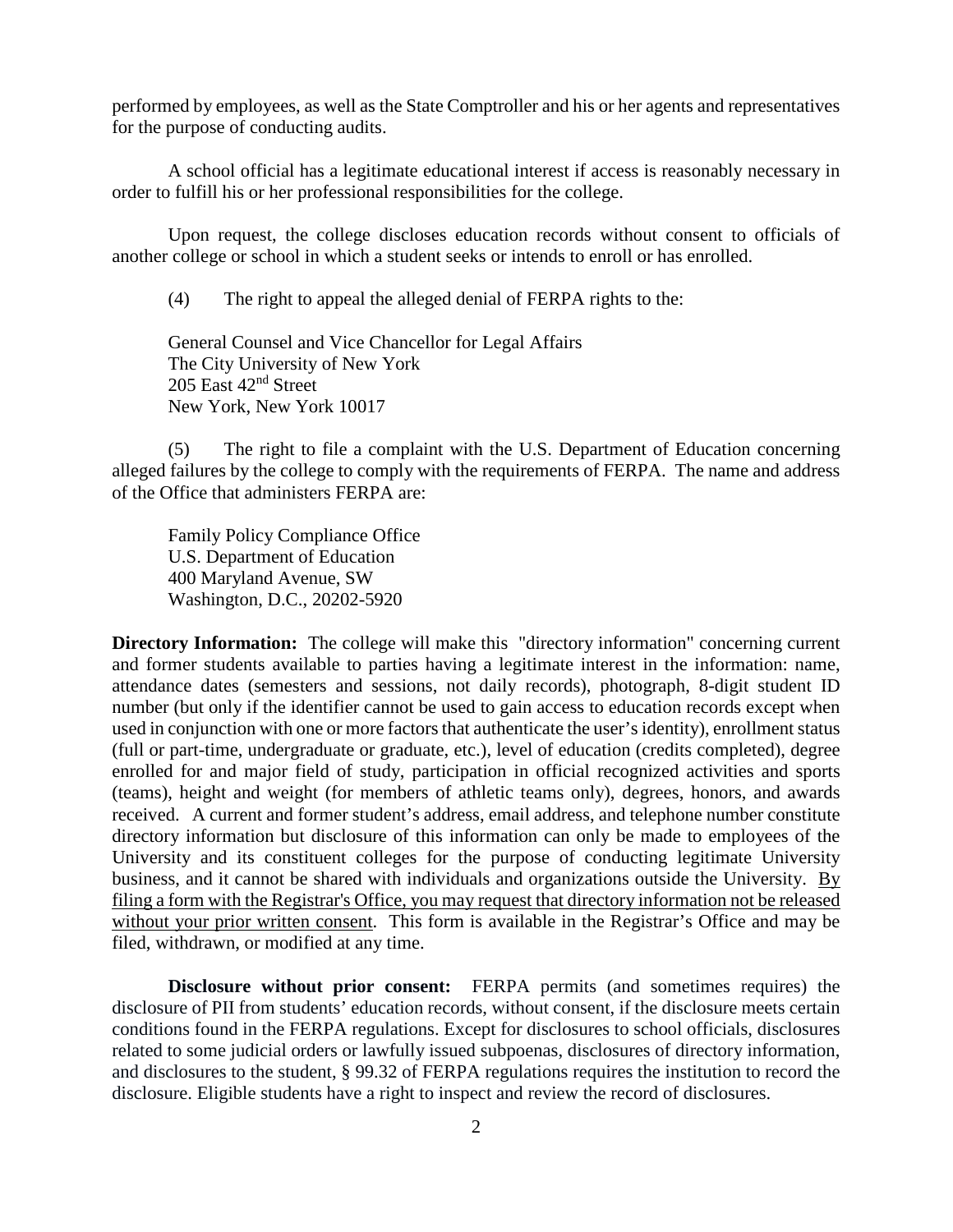performed by employees, as well as the State Comptroller and his or her agents and representatives for the purpose of conducting audits.

A school official has a legitimate educational interest if access is reasonably necessary in order to fulfill his or her professional responsibilities for the college.

Upon request, the college discloses education records without consent to officials of another college or school in which a student seeks or intends to enroll or has enrolled.

(4) The right to appeal the alleged denial of FERPA rights to the:

General Counsel and Vice Chancellor for Legal Affairs
The City University of New York
205 East 42nd Street
New York, New York 10017

(5) The right to file a complaint with the U.S. Department of Education concerning alleged failures by the college to comply with the requirements of FERPA. The name and address of the Office that administers FERPA are:

Family Policy Compliance Office
U.S. Department of Education
400 Maryland Avenue, SW
Washington, D.C., 20202-5920

**Directory Information:** The college will make this "directory information" concerning current and former students available to parties having a legitimate interest in the information: name, attendance dates (semesters and sessions, not daily records), photograph, 8-digit student ID number (but only if the identifier cannot be used to gain access to education records except when used in conjunction with one or more factors that authenticate the user's identity), enrollment status (full or part-time, undergraduate or graduate, etc.), level of education (credits completed), degree enrolled for and major field of study, participation in official recognized activities and sports (teams), height and weight (for members of athletic teams only), degrees, honors, and awards received. A current and former student's address, email address, and telephone number constitute directory information but disclosure of this information can only be made to employees of the University and its constituent colleges for the purpose of conducting legitimate University business, and it cannot be shared with individuals and organizations outside the University. <u>By filing a form with the Registrar's Office, you may request that directory information not be released without your prior written consent</u>. This form is available in the Registrar's Office and may be filed, withdrawn, or modified at any time.

**Disclosure without prior consent:** FERPA permits (and sometimes requires) the disclosure of PII from students' education records, without consent, if the disclosure meets certain conditions found in the FERPA regulations. Except for disclosures to school officials, disclosures related to some judicial orders or lawfully issued subpoenas, disclosures of directory information, and disclosures to the student, § 99.32 of FERPA regulations requires the institution to record the disclosure. Eligible students have a right to inspect and review the record of disclosures.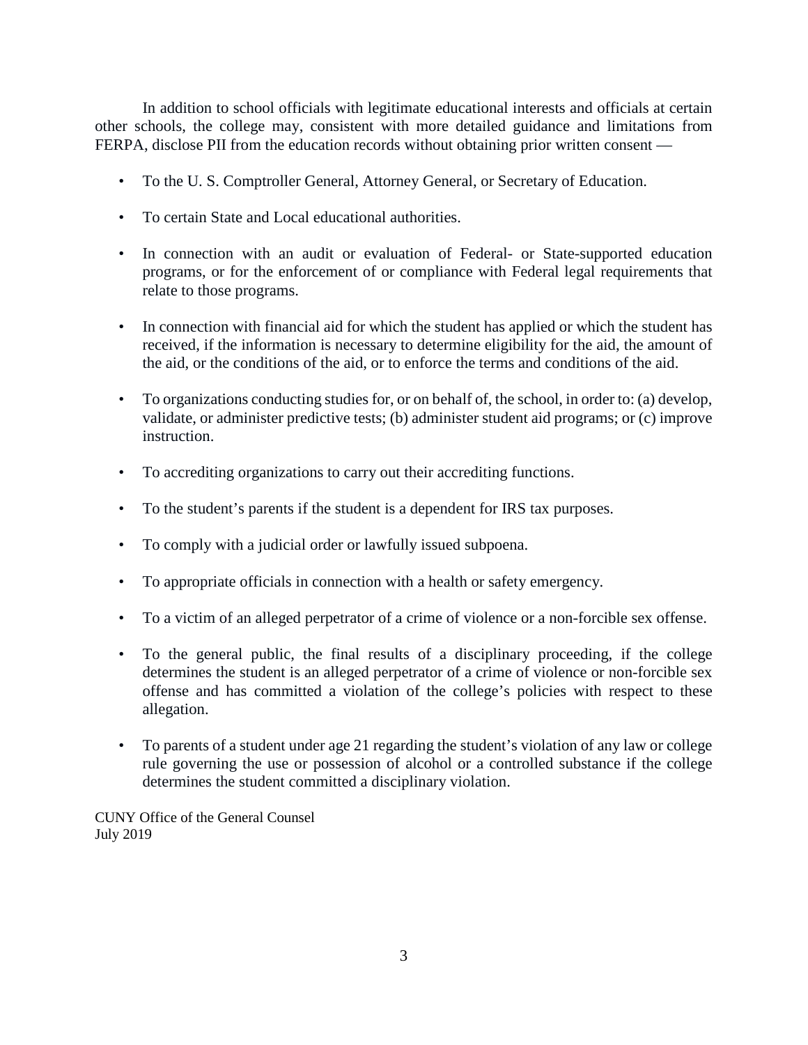In addition to school officials with legitimate educational interests and officials at certain other schools, the college may, consistent with more detailed guidance and limitations from FERPA, disclose PII from the education records without obtaining prior written consent —

- To the U. S. Comptroller General, Attorney General, or Secretary of Education.
- To certain State and Local educational authorities.
- In connection with an audit or evaluation of Federal- or State-supported education programs, or for the enforcement of or compliance with Federal legal requirements that relate to those programs.
- In connection with financial aid for which the student has applied or which the student has received, if the information is necessary to determine eligibility for the aid, the amount of the aid, or the conditions of the aid, or to enforce the terms and conditions of the aid.
- To organizations conducting studies for, or on behalf of, the school, in order to: (a) develop, validate, or administer predictive tests; (b) administer student aid programs; or (c) improve instruction.
- To accrediting organizations to carry out their accrediting functions.
- To the student's parents if the student is a dependent for IRS tax purposes.
- To comply with a judicial order or lawfully issued subpoena.
- To appropriate officials in connection with a health or safety emergency.
- To a victim of an alleged perpetrator of a crime of violence or a non-forcible sex offense.
- To the general public, the final results of a disciplinary proceeding, if the college determines the student is an alleged perpetrator of a crime of violence or non-forcible sex offense and has committed a violation of the college's policies with respect to these allegation.
- To parents of a student under age 21 regarding the student's violation of any law or college rule governing the use or possession of alcohol or a controlled substance if the college determines the student committed a disciplinary violation.

CUNY Office of the General Counsel
July 2019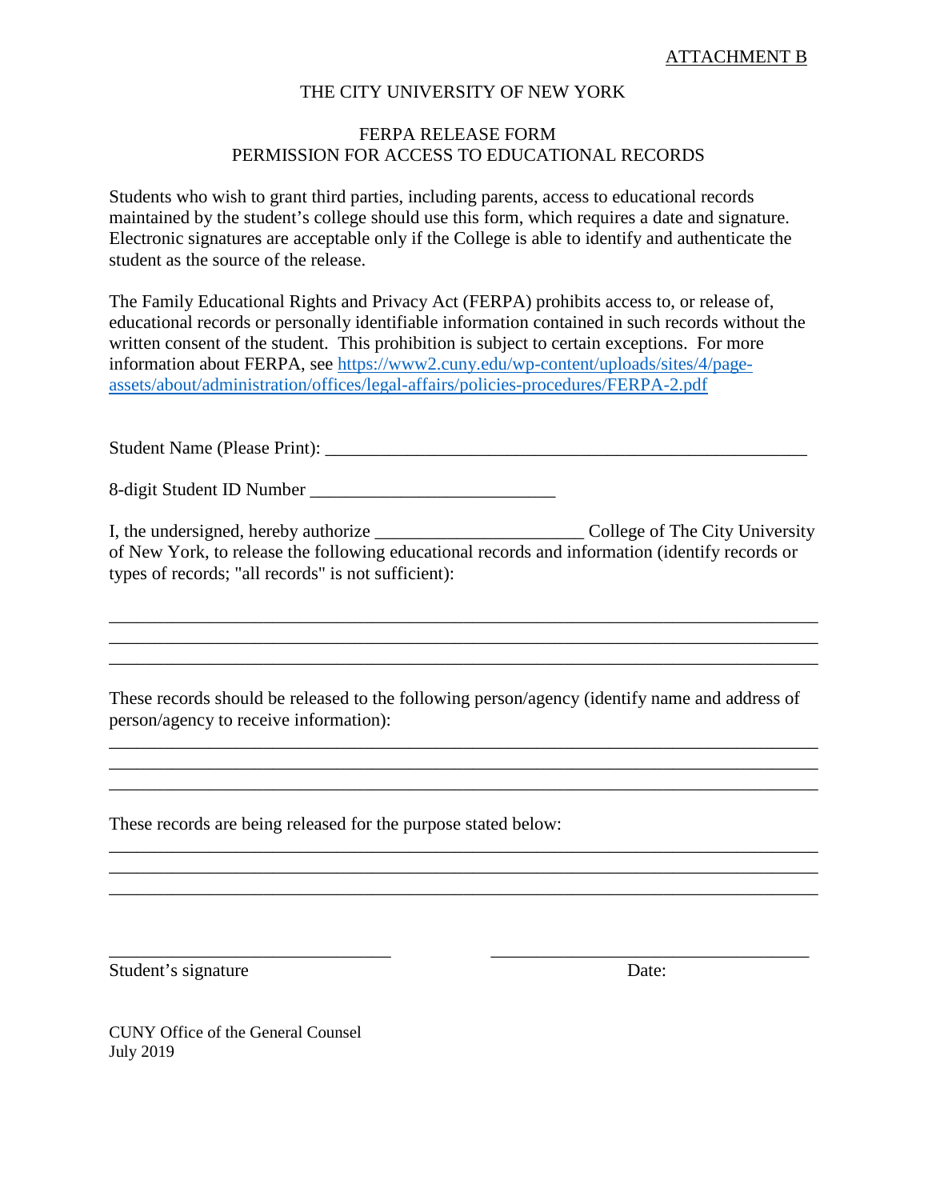ATTACHMENT B

# THE CITY UNIVERSITY OF NEW YORK

## FERPA RELEASE FORM
## PERMISSION FOR ACCESS TO EDUCATIONAL RECORDS

Students who wish to grant third parties, including parents, access to educational records maintained by the student's college should use this form, which requires a date and signature. Electronic signatures are acceptable only if the College is able to identify and authenticate the student as the source of the release.

The Family Educational Rights and Privacy Act (FERPA) prohibits access to, or release of, educational records or personally identifiable information contained in such records without the written consent of the student. This prohibition is subject to certain exceptions. For more information about FERPA, see https://www2.cuny.edu/wp-content/uploads/sites/4/page-assets/about/administration/offices/legal-affairs/policies-procedures/FERPA-2.pdf

Student Name (Please Print): ______________________________________________________

8-digit Student ID Number ___________________________

I, the undersigned, hereby authorize ______________________ College of The City University of New York, to release the following educational records and information (identify records or types of records; "all records" is not sufficient):

________________________________________________________________________________
________________________________________________________________________________
________________________________________________________________________________

These records should be released to the following person/agency (identify name and address of person/agency to receive information):

________________________________________________________________________________
________________________________________________________________________________
________________________________________________________________________________

These records are being released for the purpose stated below:

________________________________________________________________________________
________________________________________________________________________________
________________________________________________________________________________

_______________________________ &nbsp;&nbsp;&nbsp;&nbsp;&nbsp;&nbsp;&nbsp;&nbsp; ___________________________________

Student's signature &nbsp;&nbsp;&nbsp;&nbsp;&nbsp;&nbsp;&nbsp;&nbsp;&nbsp;&nbsp;&nbsp;&nbsp;&nbsp;&nbsp;&nbsp;&nbsp;&nbsp;&nbsp;&nbsp;&nbsp;&nbsp;&nbsp;&nbsp;&nbsp;&nbsp;&nbsp;&nbsp;&nbsp;&nbsp;&nbsp;&nbsp;&nbsp; Date:

CUNY Office of the General Counsel
July 2019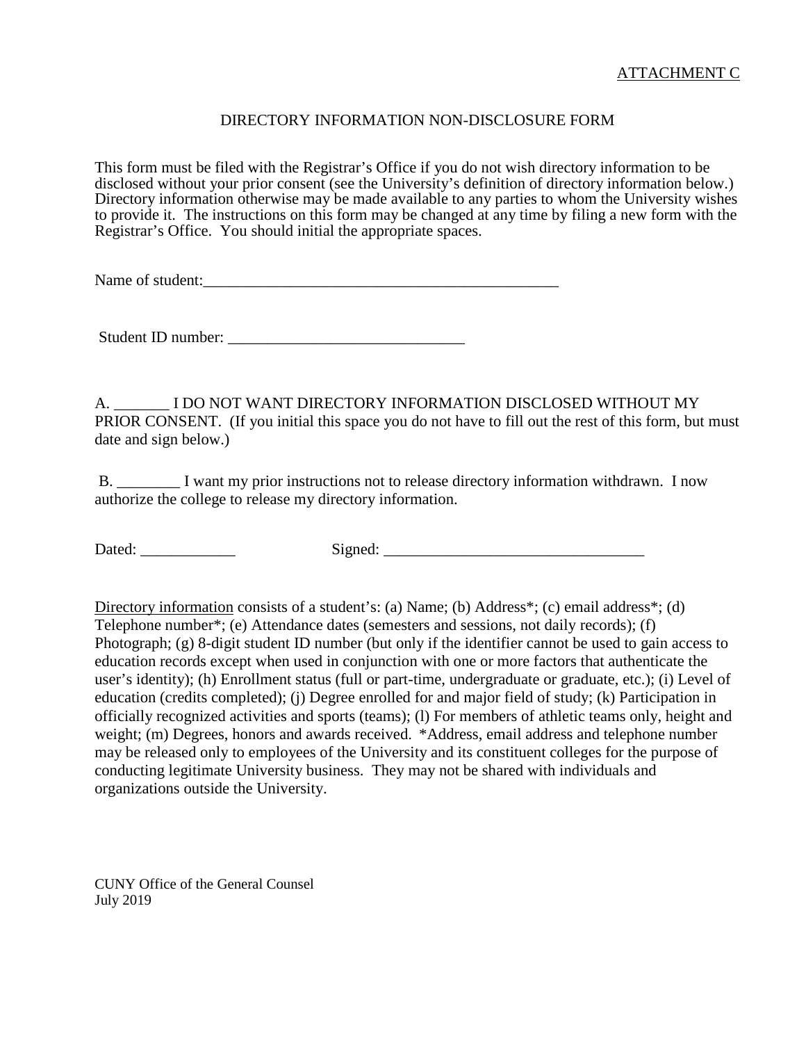ATTACHMENT C

# DIRECTORY INFORMATION NON-DISCLOSURE FORM

This form must be filed with the Registrar's Office if you do not wish directory information to be disclosed without your prior consent (see the University's definition of directory information below.) Directory information otherwise may be made available to any parties to whom the University wishes to provide it. The instructions on this form may be changed at any time by filing a new form with the Registrar's Office. You should initial the appropriate spaces.

Name of student:_______________________________________________

Student ID number: ______________________________

A. _______ I DO NOT WANT DIRECTORY INFORMATION DISCLOSED WITHOUT MY PRIOR CONSENT. (If you initial this space you do not have to fill out the rest of this form, but must date and sign below.)

B. ________ I want my prior instructions not to release directory information withdrawn. I now authorize the college to release my directory information.

Dated: ____________ Signed: _________________________________

Directory information consists of a student's: (a) Name; (b) Address*; (c) email address*; (d) Telephone number*; (e) Attendance dates (semesters and sessions, not daily records); (f) Photograph; (g) 8-digit student ID number (but only if the identifier cannot be used to gain access to education records except when used in conjunction with one or more factors that authenticate the user's identity); (h) Enrollment status (full or part-time, undergraduate or graduate, etc.); (i) Level of education (credits completed); (j) Degree enrolled for and major field of study; (k) Participation in officially recognized activities and sports (teams); (l) For members of athletic teams only, height and weight; (m) Degrees, honors and awards received. *Address, email address and telephone number may be released only to employees of the University and its constituent colleges for the purpose of conducting legitimate University business. They may not be shared with individuals and organizations outside the University.

CUNY Office of the General Counsel
July 2019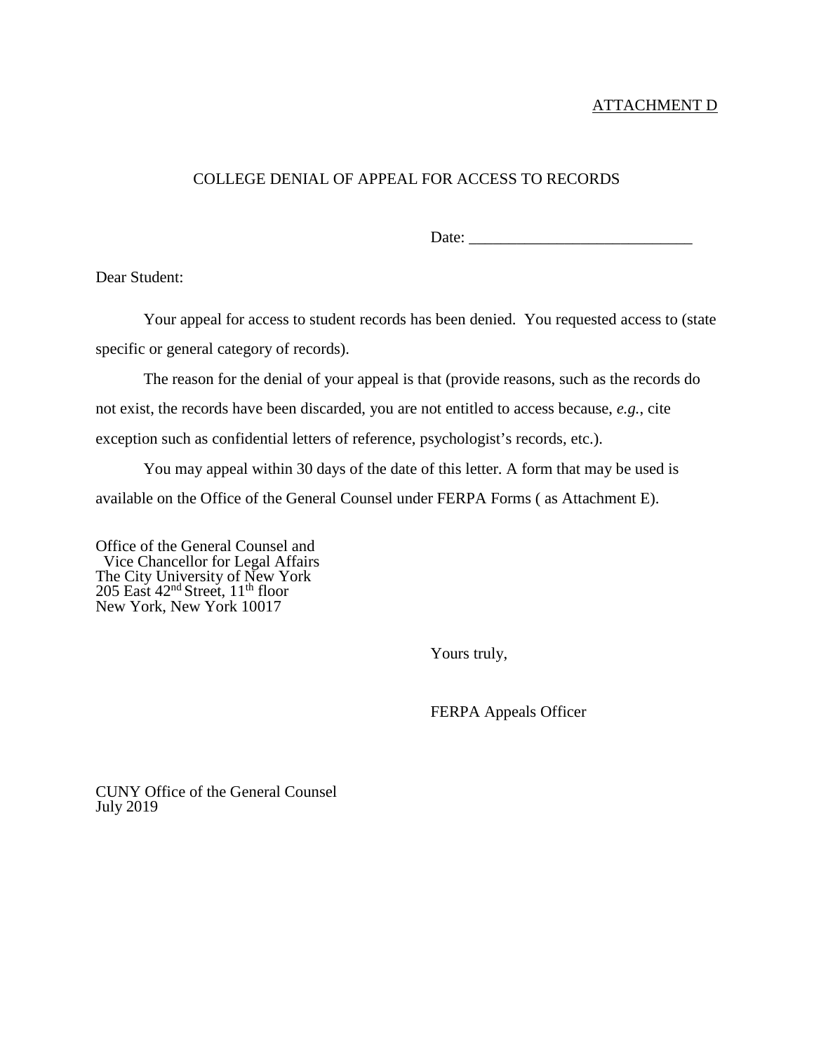ATTACHMENT D

COLLEGE DENIAL OF APPEAL FOR ACCESS TO RECORDS

Date: ___________________________

Dear Student:

Your appeal for access to student records has been denied. You requested access to (state specific or general category of records).

The reason for the denial of your appeal is that (provide reasons, such as the records do not exist, the records have been discarded, you are not entitled to access because, *e.g.*, cite exception such as confidential letters of reference, psychologist's records, etc.).

You may appeal within 30 days of the date of this letter. A form that may be used is available on the Office of the General Counsel under FERPA Forms ( as Attachment E).

Office of the General Counsel and
Vice Chancellor for Legal Affairs
The City University of New York
205 East 42nd Street, 11th floor
New York, New York 10017

Yours truly,

FERPA Appeals Officer

CUNY Office of the General Counsel
July 2019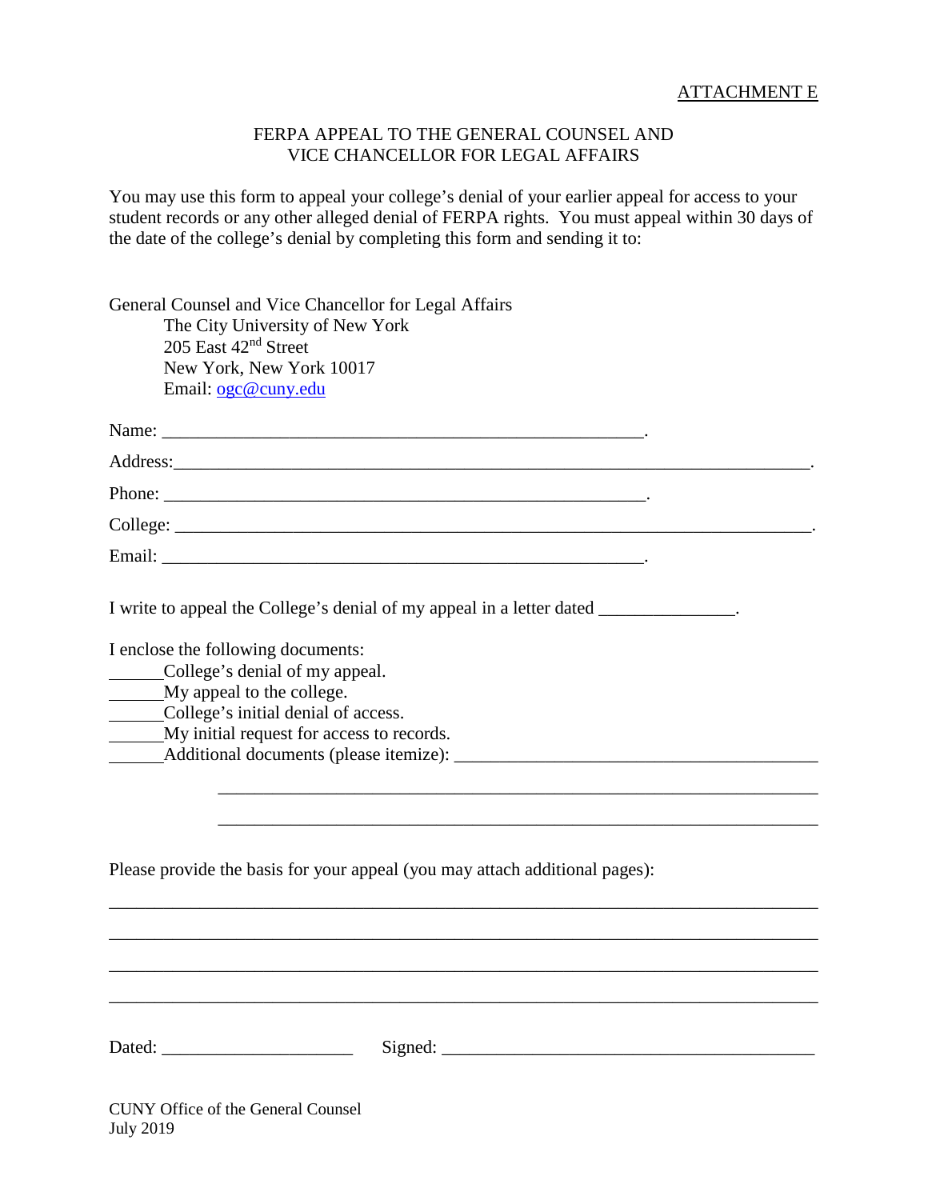ATTACHMENT E

# FERPA APPEAL TO THE GENERAL COUNSEL AND VICE CHANCELLOR FOR LEGAL AFFAIRS

You may use this form to appeal your college's denial of your earlier appeal for access to your student records or any other alleged denial of FERPA rights. You must appeal within 30 days of the date of the college's denial by completing this form and sending it to:

General Counsel and Vice Chancellor for Legal Affairs
The City University of New York
205 East 42nd Street
New York, New York 10017
Email: ogc@cuny.edu

Name: ________________________________________________________.

Address:________________________________________________________________________.

Phone: ________________________________________________________.

College: ______________________________________________________________________.

Email: ________________________________________________________.

I write to appeal the College's denial of my appeal in a letter dated _______________.

I enclose the following documents:

______College's denial of my appeal.
______My appeal to the college.
______College's initial denial of access.
______My initial request for access to records.
______Additional documents (please itemize): ________________________________________

_____________________________________________________________________

_____________________________________________________________________

Please provide the basis for your appeal (you may attach additional pages):

______________________________________________________________________________

______________________________________________________________________________

______________________________________________________________________________

______________________________________________________________________________

Dated: ______________________ Signed: ___________________________________________

CUNY Office of the General Counsel
July 2019